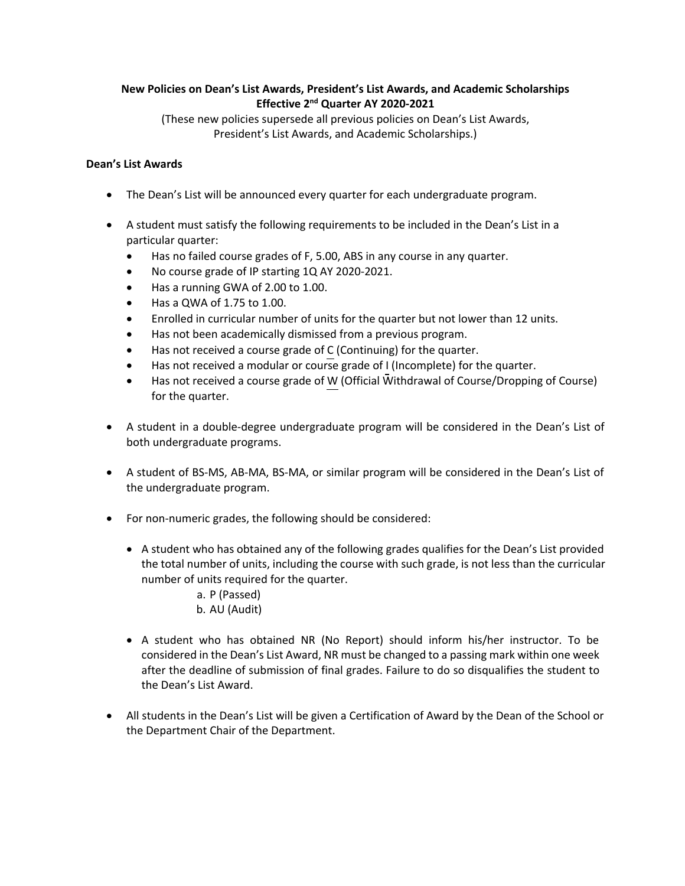**New Policies on Dean's List Awards, President's List Awards, and Academic Scholarships**
**Effective 2nd Quarter AY 2020-2021**

(These new policies supersede all previous policies on Dean's List Awards, President's List Awards, and Academic Scholarships.)

## Dean's List Awards

- The Dean's List will be announced every quarter for each undergraduate program.

- A student must satisfy the following requirements to be included in the Dean's List in a particular quarter:
    - Has no failed course grades of F, 5.00, ABS in any course in any quarter.
    - No course grade of IP starting 1Q AY 2020-2021.
    - Has a running GWA of 2.00 to 1.00.
    - Has a QWA of 1.75 to 1.00.
    - Enrolled in curricular number of units for the quarter but not lower than 12 units.
    - Has not been academically dismissed from a previous program.
    - Has not received a course grade of C (Continuing) for the quarter.
    - Has not received a modular or course grade of I (Incomplete) for the quarter.
    - Has not received a course grade of W (Official Withdrawal of Course/Dropping of Course) for the quarter.

- A student in a double-degree undergraduate program will be considered in the Dean's List of both undergraduate programs.

- A student of BS-MS, AB-MA, BS-MA, or similar program will be considered in the Dean's List of the undergraduate program.

- For non-numeric grades, the following should be considered:

    - A student who has obtained any of the following grades qualifies for the Dean's List provided the total number of units, including the course with such grade, is not less than the curricular number of units required for the quarter.
        a. P (Passed)
        b. AU (Audit)

    - A student who has obtained NR (No Report) should inform his/her instructor. To be considered in the Dean's List Award, NR must be changed to a passing mark within one week after the deadline of submission of final grades. Failure to do so disqualifies the student to the Dean's List Award.

- All students in the Dean's List will be given a Certification of Award by the Dean of the School or the Department Chair of the Department.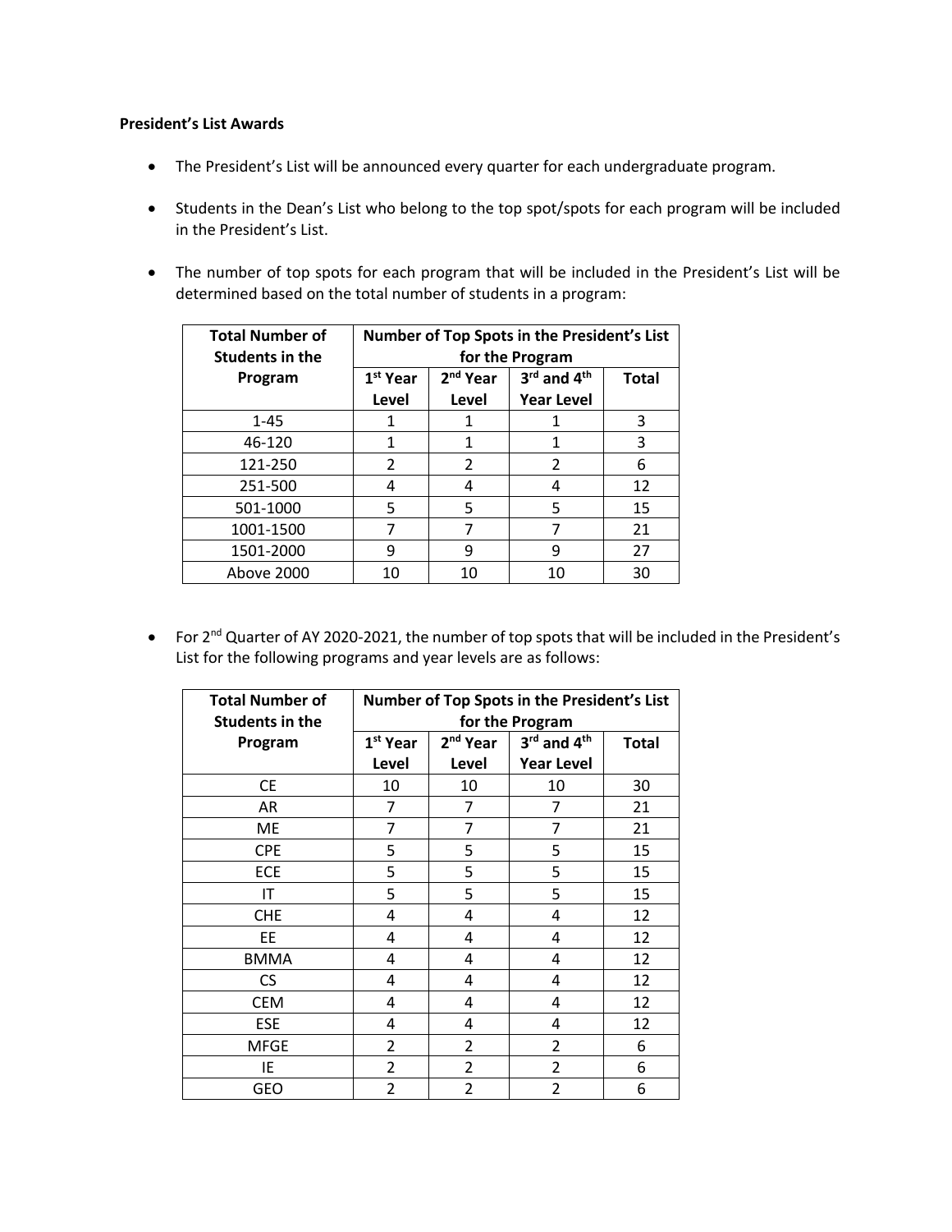**President's List Awards**

- The President's List will be announced every quarter for each undergraduate program.
- Students in the Dean's List who belong to the top spot/spots for each program will be included in the President's List.
- The number of top spots for each program that will be included in the President's List will be determined based on the total number of students in a program:

| Total Number of Students in the Program | Number of Top Spots in the President's List for the Program | | | |
|---|---|---|---|---|
| | 1st Year Level | 2nd Year Level | 3rd and 4th Year Level | Total |
| 1-45 | 1 | 1 | 1 | 3 |
| 46-120 | 1 | 1 | 1 | 3 |
| 121-250 | 2 | 2 | 2 | 6 |
| 251-500 | 4 | 4 | 4 | 12 |
| 501-1000 | 5 | 5 | 5 | 15 |
| 1001-1500 | 7 | 7 | 7 | 21 |
| 1501-2000 | 9 | 9 | 9 | 27 |
| Above 2000 | 10 | 10 | 10 | 30 |

- For 2nd Quarter of AY 2020-2021, the number of top spots that will be included in the President's List for the following programs and year levels are as follows:

| Total Number of Students in the Program | Number of Top Spots in the President's List for the Program | | | |
|---|---|---|---|---|
| | 1st Year Level | 2nd Year Level | 3rd and 4th Year Level | Total |
| CE | 10 | 10 | 10 | 30 |
| AR | 7 | 7 | 7 | 21 |
| ME | 7 | 7 | 7 | 21 |
| CPE | 5 | 5 | 5 | 15 |
| ECE | 5 | 5 | 5 | 15 |
| IT | 5 | 5 | 5 | 15 |
| CHE | 4 | 4 | 4 | 12 |
| EE | 4 | 4 | 4 | 12 |
| BMMA | 4 | 4 | 4 | 12 |
| CS | 4 | 4 | 4 | 12 |
| CEM | 4 | 4 | 4 | 12 |
| ESE | 4 | 4 | 4 | 12 |
| MFGE | 2 | 2 | 2 | 6 |
| IE | 2 | 2 | 2 | 6 |
| GEO | 2 | 2 | 2 | 6 |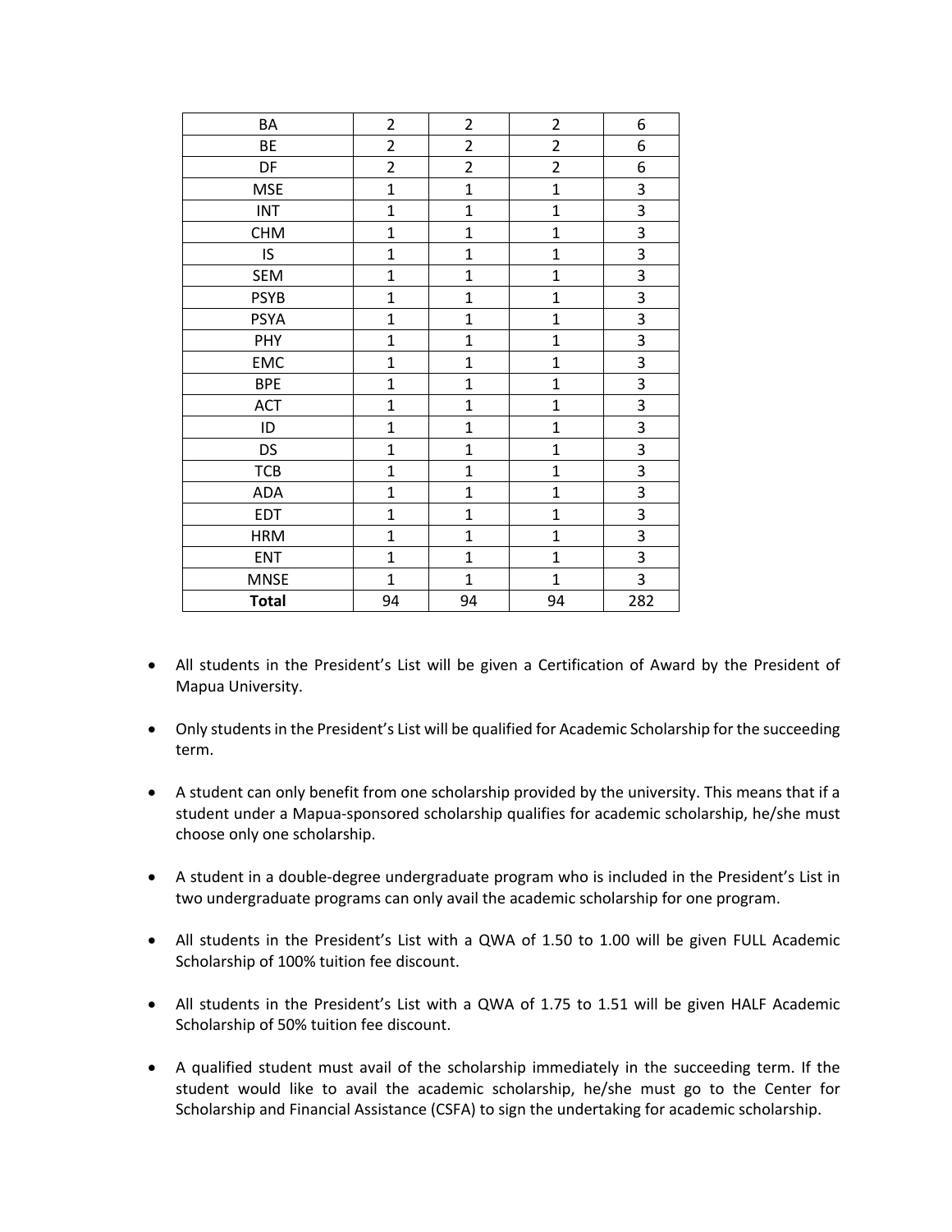| | | | | |
|---|---|---|---|---|
| BA | 2 | 2 | 2 | 6 |
| BE | 2 | 2 | 2 | 6 |
| DF | 2 | 2 | 2 | 6 |
| MSE | 1 | 1 | 1 | 3 |
| INT | 1 | 1 | 1 | 3 |
| CHM | 1 | 1 | 1 | 3 |
| IS | 1 | 1 | 1 | 3 |
| SEM | 1 | 1 | 1 | 3 |
| PSYB | 1 | 1 | 1 | 3 |
| PSYA | 1 | 1 | 1 | 3 |
| PHY | 1 | 1 | 1 | 3 |
| EMC | 1 | 1 | 1 | 3 |
| BPE | 1 | 1 | 1 | 3 |
| ACT | 1 | 1 | 1 | 3 |
| ID | 1 | 1 | 1 | 3 |
| DS | 1 | 1 | 1 | 3 |
| TCB | 1 | 1 | 1 | 3 |
| ADA | 1 | 1 | 1 | 3 |
| EDT | 1 | 1 | 1 | 3 |
| HRM | 1 | 1 | 1 | 3 |
| ENT | 1 | 1 | 1 | 3 |
| MNSE | 1 | 1 | 1 | 3 |
| **Total** | 94 | 94 | 94 | 282 |

- All students in the President's List will be given a Certification of Award by the President of Mapua University.
- Only students in the President's List will be qualified for Academic Scholarship for the succeeding term.
- A student can only benefit from one scholarship provided by the university. This means that if a student under a Mapua-sponsored scholarship qualifies for academic scholarship, he/she must choose only one scholarship.
- A student in a double-degree undergraduate program who is included in the President's List in two undergraduate programs can only avail the academic scholarship for one program.
- All students in the President's List with a QWA of 1.50 to 1.00 will be given FULL Academic Scholarship of 100% tuition fee discount.
- All students in the President's List with a QWA of 1.75 to 1.51 will be given HALF Academic Scholarship of 50% tuition fee discount.
- A qualified student must avail of the scholarship immediately in the succeeding term. If the student would like to avail the academic scholarship, he/she must go to the Center for Scholarship and Financial Assistance (CSFA) to sign the undertaking for academic scholarship.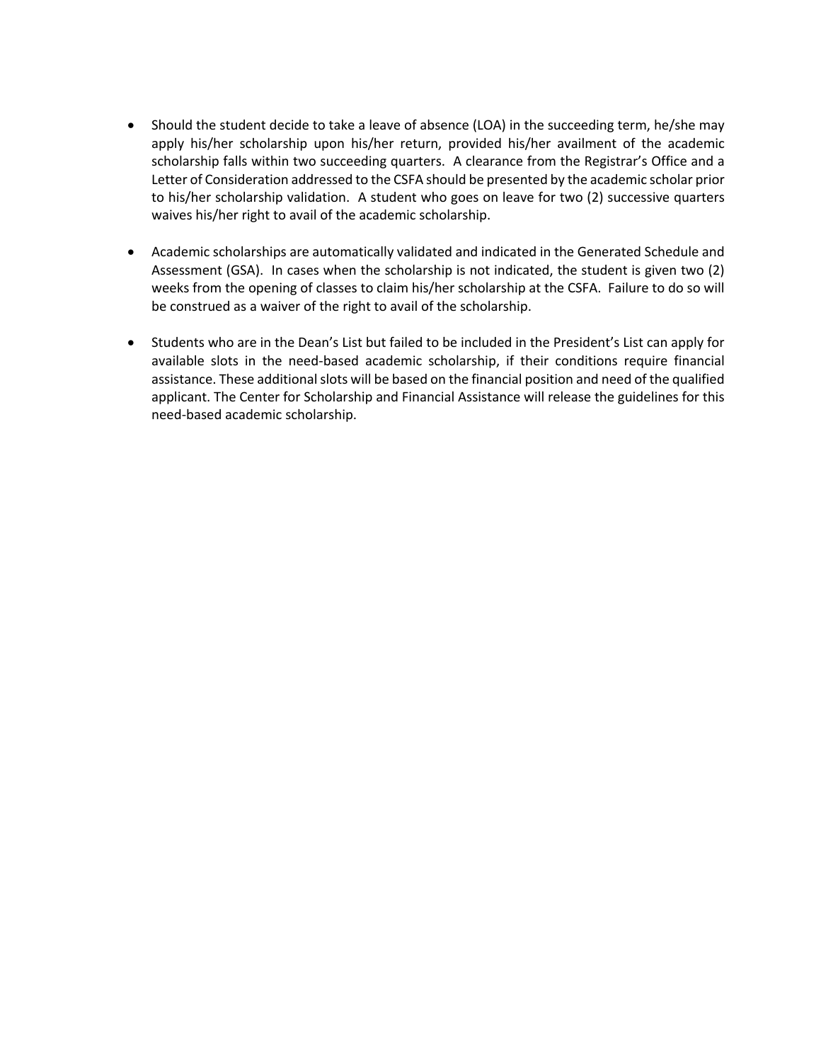- Should the student decide to take a leave of absence (LOA) in the succeeding term, he/she may apply his/her scholarship upon his/her return, provided his/her availment of the academic scholarship falls within two succeeding quarters. A clearance from the Registrar's Office and a Letter of Consideration addressed to the CSFA should be presented by the academic scholar prior to his/her scholarship validation. A student who goes on leave for two (2) successive quarters waives his/her right to avail of the academic scholarship.

- Academic scholarships are automatically validated and indicated in the Generated Schedule and Assessment (GSA). In cases when the scholarship is not indicated, the student is given two (2) weeks from the opening of classes to claim his/her scholarship at the CSFA. Failure to do so will be construed as a waiver of the right to avail of the scholarship.

- Students who are in the Dean's List but failed to be included in the President's List can apply for available slots in the need-based academic scholarship, if their conditions require financial assistance. These additional slots will be based on the financial position and need of the qualified applicant. The Center for Scholarship and Financial Assistance will release the guidelines for this need-based academic scholarship.